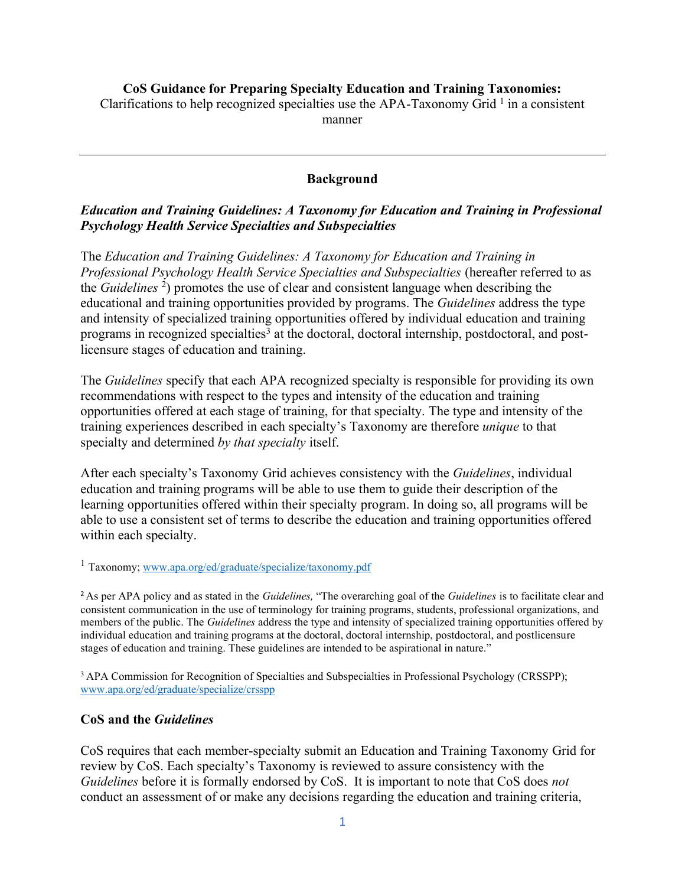**CoS Guidance for Preparing Specialty Education and Training Taxonomies:**

Clarifications to help recognized specialties use the APA-Taxonomy Grid [1] in a consistent manner

---

## Background

### *Education and Training Guidelines: A Taxonomy for Education and Training in Professional Psychology Health Service Specialties and Subspecialties*

The *Education and Training Guidelines: A Taxonomy for Education and Training in Professional Psychology Health Service Specialties and Subspecialties* (hereafter referred to as the *Guidelines* [2]) promotes the use of clear and consistent language when describing the educational and training opportunities provided by programs. The *Guidelines* address the type and intensity of specialized training opportunities offered by individual education and training programs in recognized specialties[3] at the doctoral, doctoral internship, postdoctoral, and post-licensure stages of education and training.

The *Guidelines* specify that each APA recognized specialty is responsible for providing its own recommendations with respect to the types and intensity of the education and training opportunities offered at each stage of training, for that specialty. The type and intensity of the training experiences described in each specialty's Taxonomy are therefore *unique* to that specialty and determined *by that specialty* itself.

After each specialty's Taxonomy Grid achieves consistency with the *Guidelines*, individual education and training programs will be able to use them to guide their description of the learning opportunities offered within their specialty program. In doing so, all programs will be able to use a consistent set of terms to describe the education and training opportunities offered within each specialty.

[1] Taxonomy; www.apa.org/ed/graduate/specialize/taxonomy.pdf

[2] As per APA policy and as stated in the *Guidelines,* "The overarching goal of the *Guidelines* is to facilitate clear and consistent communication in the use of terminology for training programs, students, professional organizations, and members of the public. The *Guidelines* address the type and intensity of specialized training opportunities offered by individual education and training programs at the doctoral, doctoral internship, postdoctoral, and postlicensure stages of education and training. These guidelines are intended to be aspirational in nature."

[3] APA Commission for Recognition of Specialties and Subspecialties in Professional Psychology (CRSSPP); www.apa.org/ed/graduate/specialize/crsspp

### CoS and the *Guidelines*

CoS requires that each member-specialty submit an Education and Training Taxonomy Grid for review by CoS. Each specialty's Taxonomy is reviewed to assure consistency with the *Guidelines* before it is formally endorsed by CoS. It is important to note that CoS does *not* conduct an assessment of or make any decisions regarding the education and training criteria,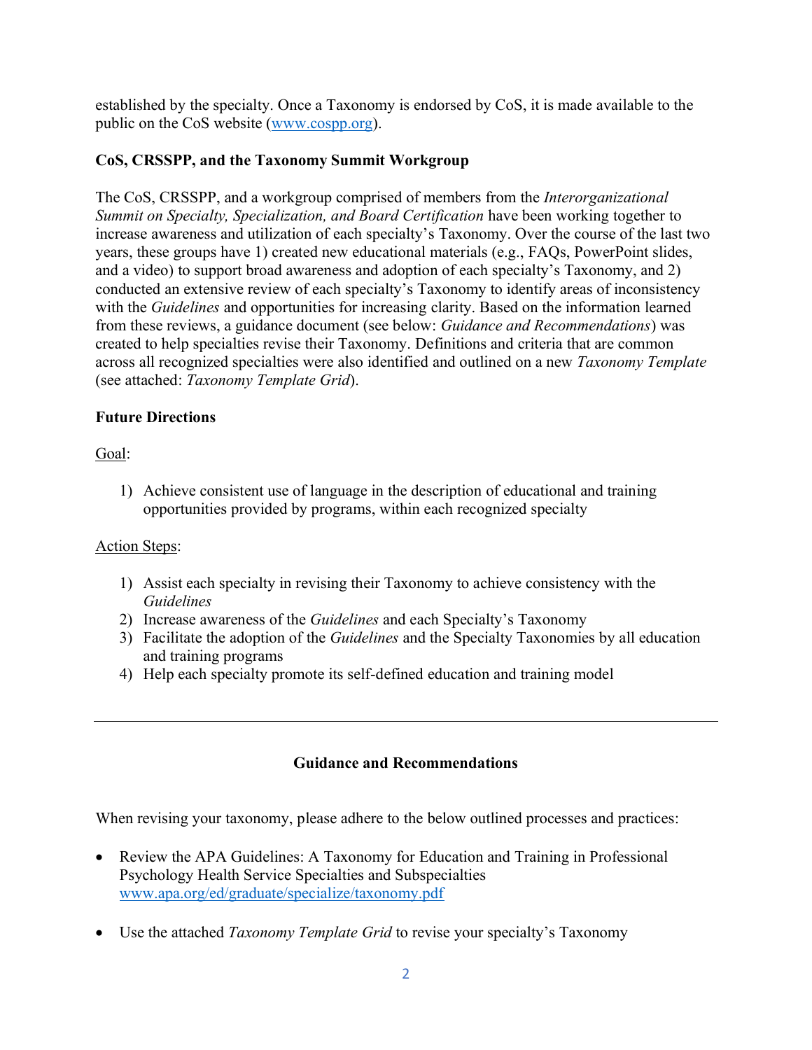established by the specialty. Once a Taxonomy is endorsed by CoS, it is made available to the public on the CoS website ([www.cospp.org](www.cospp.org)).

**CoS, CRSSPP, and the Taxonomy Summit Workgroup**

The CoS, CRSSPP, and a workgroup comprised of members from the *Interorganizational Summit on Specialty, Specialization, and Board Certification* have been working together to increase awareness and utilization of each specialty's Taxonomy. Over the course of the last two years, these groups have 1) created new educational materials (e.g., FAQs, PowerPoint slides, and a video) to support broad awareness and adoption of each specialty's Taxonomy, and 2) conducted an extensive review of each specialty's Taxonomy to identify areas of inconsistency with the *Guidelines* and opportunities for increasing clarity. Based on the information learned from these reviews, a guidance document (see below: *Guidance and Recommendations*) was created to help specialties revise their Taxonomy. Definitions and criteria that are common across all recognized specialties were also identified and outlined on a new *Taxonomy Template* (see attached: *Taxonomy Template Grid*).

**Future Directions**

<u>Goal</u>:

1) Achieve consistent use of language in the description of educational and training opportunities provided by programs, within each recognized specialty

<u>Action Steps</u>:

1) Assist each specialty in revising their Taxonomy to achieve consistency with the *Guidelines*
2) Increase awareness of the *Guidelines* and each Specialty's Taxonomy
3) Facilitate the adoption of the *Guidelines* and the Specialty Taxonomies by all education and training programs
4) Help each specialty promote its self-defined education and training model

---

**Guidance and Recommendations**

When revising your taxonomy, please adhere to the below outlined processes and practices:

- Review the APA Guidelines: A Taxonomy for Education and Training in Professional Psychology Health Service Specialties and Subspecialties [www.apa.org/ed/graduate/specialize/taxonomy.pdf](www.apa.org/ed/graduate/specialize/taxonomy.pdf)

- Use the attached *Taxonomy Template Grid* to revise your specialty's Taxonomy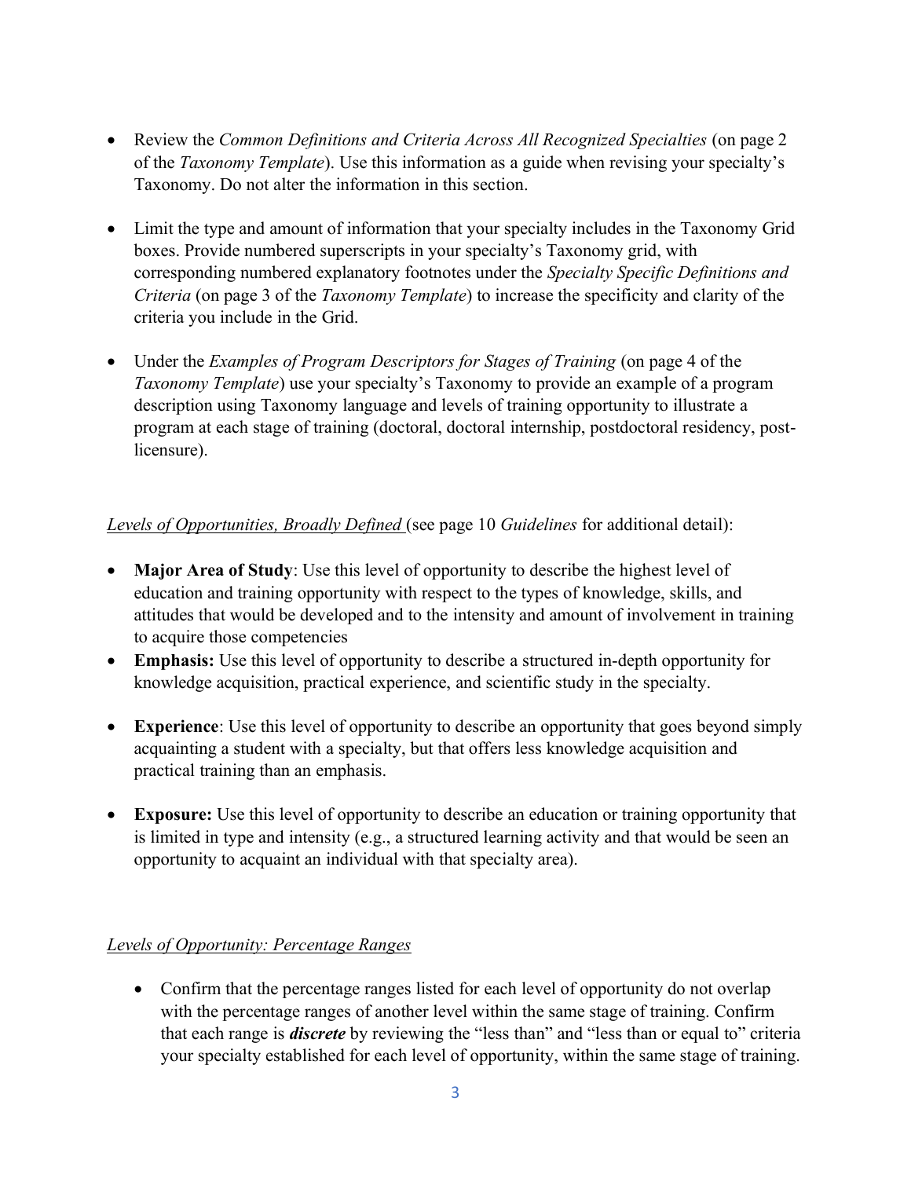- Review the *Common Definitions and Criteria Across All Recognized Specialties* (on page 2 of the *Taxonomy Template*). Use this information as a guide when revising your specialty's Taxonomy. Do not alter the information in this section.

- Limit the type and amount of information that your specialty includes in the Taxonomy Grid boxes. Provide numbered superscripts in your specialty's Taxonomy grid, with corresponding numbered explanatory footnotes under the *Specialty Specific Definitions and Criteria* (on page 3 of the *Taxonomy Template*) to increase the specificity and clarity of the criteria you include in the Grid.

- Under the *Examples of Program Descriptors for Stages of Training* (on page 4 of the *Taxonomy Template*) use your specialty's Taxonomy to provide an example of a program description using Taxonomy language and levels of training opportunity to illustrate a program at each stage of training (doctoral, doctoral internship, postdoctoral residency, post-licensure).

*Levels of Opportunities, Broadly Defined* (see page 10 *Guidelines* for additional detail):

- **Major Area of Study**: Use this level of opportunity to describe the highest level of education and training opportunity with respect to the types of knowledge, skills, and attitudes that would be developed and to the intensity and amount of involvement in training to acquire those competencies
- **Emphasis:** Use this level of opportunity to describe a structured in-depth opportunity for knowledge acquisition, practical experience, and scientific study in the specialty.

- **Experience**: Use this level of opportunity to describe an opportunity that goes beyond simply acquainting a student with a specialty, but that offers less knowledge acquisition and practical training than an emphasis.

- **Exposure:** Use this level of opportunity to describe an education or training opportunity that is limited in type and intensity (e.g., a structured learning activity and that would be seen an opportunity to acquaint an individual with that specialty area).

*Levels of Opportunity: Percentage Ranges*

- Confirm that the percentage ranges listed for each level of opportunity do not overlap with the percentage ranges of another level within the same stage of training. Confirm that each range is ***discrete*** by reviewing the "less than" and "less than or equal to" criteria your specialty established for each level of opportunity, within the same stage of training.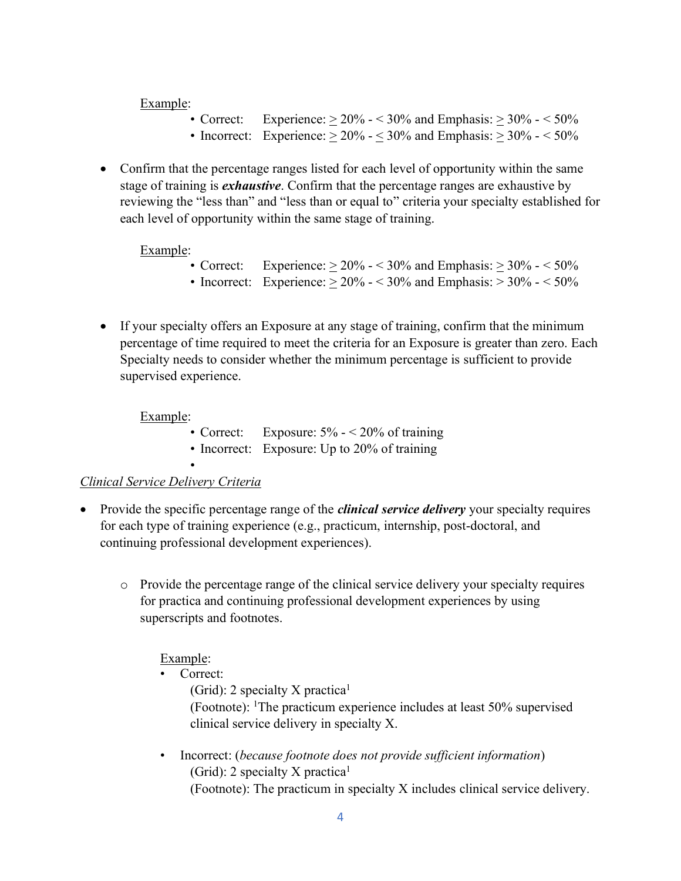Example:

- Correct: Experience: ≥ 20% - < 30% and Emphasis: ≥ 30% - < 50%
- Incorrect: Experience: ≥ 20% - ≤ 30% and Emphasis: ≥ 30% - < 50%

- Confirm that the percentage ranges listed for each level of opportunity within the same stage of training is ***exhaustive***. Confirm that the percentage ranges are exhaustive by reviewing the "less than" and "less than or equal to" criteria your specialty established for each level of opportunity within the same stage of training.

Example:

- Correct: Experience: ≥ 20% - < 30% and Emphasis: ≥ 30% - < 50%
- Incorrect: Experience: ≥ 20% - < 30% and Emphasis: > 30% - < 50%

- If your specialty offers an Exposure at any stage of training, confirm that the minimum percentage of time required to meet the criteria for an Exposure is greater than zero. Each Specialty needs to consider whether the minimum percentage is sufficient to provide supervised experience.

Example:

- Correct: Exposure: 5% - < 20% of training
- Incorrect: Exposure: Up to 20% of training

*Clinical Service Delivery Criteria*

- Provide the specific percentage range of the ***clinical service delivery*** your specialty requires for each type of training experience (e.g., practicum, internship, post-doctoral, and continuing professional development experiences).
  - Provide the percentage range of the clinical service delivery your specialty requires for practica and continuing professional development experiences by using superscripts and footnotes.

    Example:
    - Correct:
      (Grid): 2 specialty X practica[1]
      (Footnote): [1]The practicum experience includes at least 50% supervised clinical service delivery in specialty X.
    - Incorrect: (*because footnote does not provide sufficient information*)
      (Grid): 2 specialty X practica[1]
      (Footnote): The practicum in specialty X includes clinical service delivery.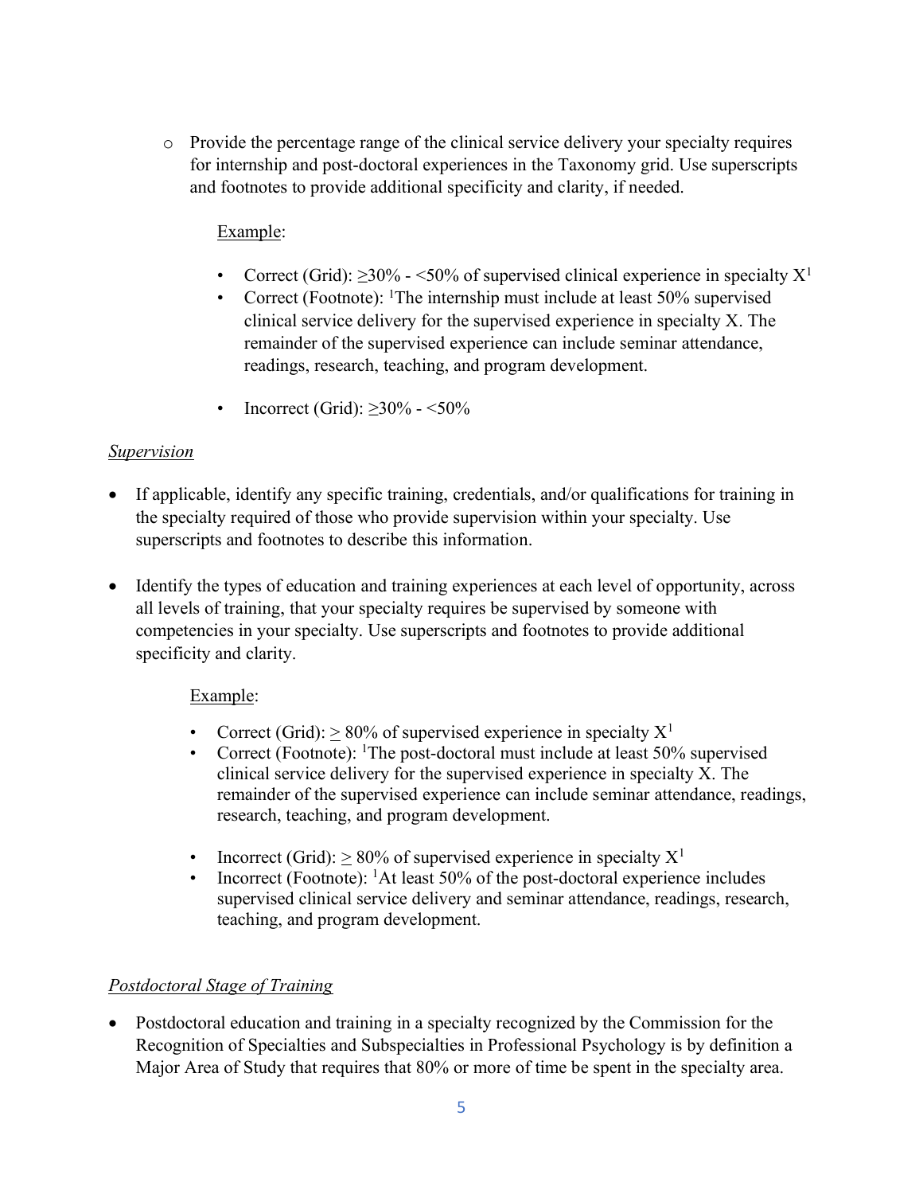- Provide the percentage range of the clinical service delivery your specialty requires for internship and post-doctoral experiences in the Taxonomy grid. Use superscripts and footnotes to provide additional specificity and clarity, if needed.

  Example:

  - Correct (Grid): ≥30% - <50% of supervised clinical experience in specialty X[1]
  - Correct (Footnote): [1]The internship must include at least 50% supervised clinical service delivery for the supervised experience in specialty X. The remainder of the supervised experience can include seminar attendance, readings, research, teaching, and program development.
  - Incorrect (Grid): ≥30% - <50%

*Supervision*

- If applicable, identify any specific training, credentials, and/or qualifications for training in the specialty required of those who provide supervision within your specialty. Use superscripts and footnotes to describe this information.

- Identify the types of education and training experiences at each level of opportunity, across all levels of training, that your specialty requires be supervised by someone with competencies in your specialty. Use superscripts and footnotes to provide additional specificity and clarity.

  Example:

  - Correct (Grid): ≥ 80% of supervised experience in specialty X[1]
  - Correct (Footnote): [1]The post-doctoral must include at least 50% supervised clinical service delivery for the supervised experience in specialty X. The remainder of the supervised experience can include seminar attendance, readings, research, teaching, and program development.
  - Incorrect (Grid): ≥ 80% of supervised experience in specialty X[1]
  - Incorrect (Footnote): [1]At least 50% of the post-doctoral experience includes supervised clinical service delivery and seminar attendance, readings, research, teaching, and program development.

*Postdoctoral Stage of Training*

- Postdoctoral education and training in a specialty recognized by the Commission for the Recognition of Specialties and Subspecialties in Professional Psychology is by definition a Major Area of Study that requires that 80% or more of time be spent in the specialty area.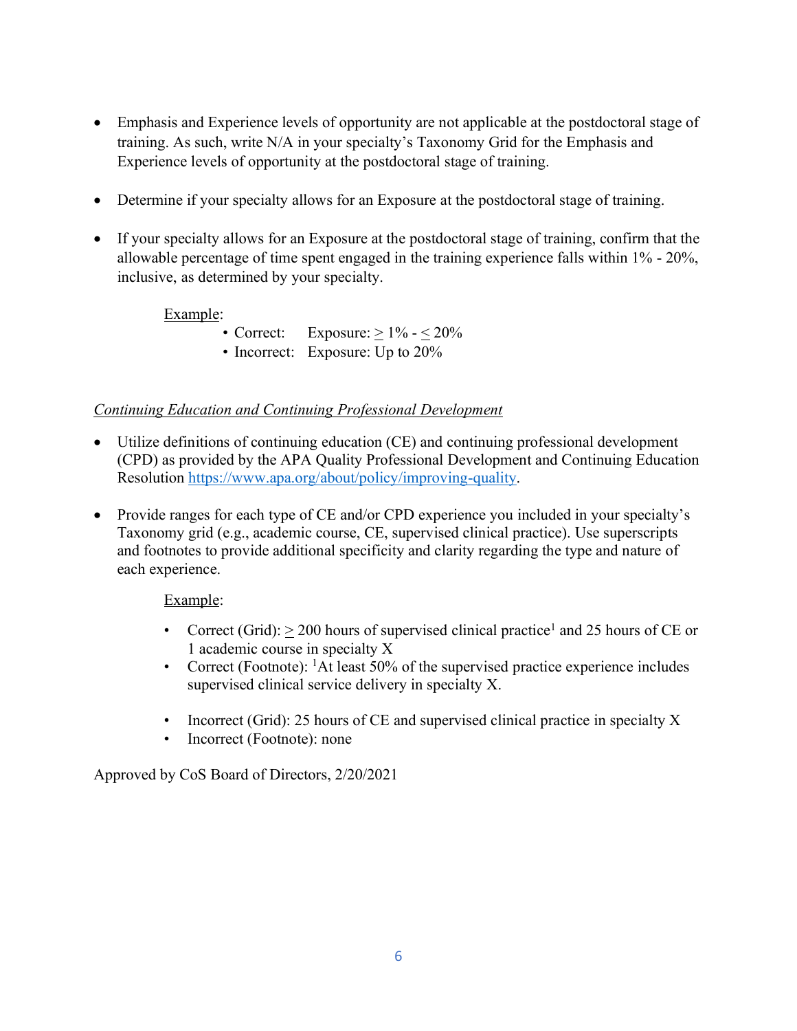- Emphasis and Experience levels of opportunity are not applicable at the postdoctoral stage of training. As such, write N/A in your specialty's Taxonomy Grid for the Emphasis and Experience levels of opportunity at the postdoctoral stage of training.

- Determine if your specialty allows for an Exposure at the postdoctoral stage of training.

- If your specialty allows for an Exposure at the postdoctoral stage of training, confirm that the allowable percentage of time spent engaged in the training experience falls within 1% - 20%, inclusive, as determined by your specialty.

  Example:
  - Correct: Exposure: ≥ 1% - ≤ 20%
  - Incorrect: Exposure: Up to 20%

*Continuing Education and Continuing Professional Development*

- Utilize definitions of continuing education (CE) and continuing professional development (CPD) as provided by the APA Quality Professional Development and Continuing Education Resolution https://www.apa.org/about/policy/improving-quality.

- Provide ranges for each type of CE and/or CPD experience you included in your specialty's Taxonomy grid (e.g., academic course, CE, supervised clinical practice). Use superscripts and footnotes to provide additional specificity and clarity regarding the type and nature of each experience.

  Example:

  - Correct (Grid): ≥ 200 hours of supervised clinical practice[1] and 25 hours of CE or 1 academic course in specialty X
  - Correct (Footnote): [1]At least 50% of the supervised practice experience includes supervised clinical service delivery in specialty X.

  - Incorrect (Grid): 25 hours of CE and supervised clinical practice in specialty X
  - Incorrect (Footnote): none

Approved by CoS Board of Directors, 2/20/2021